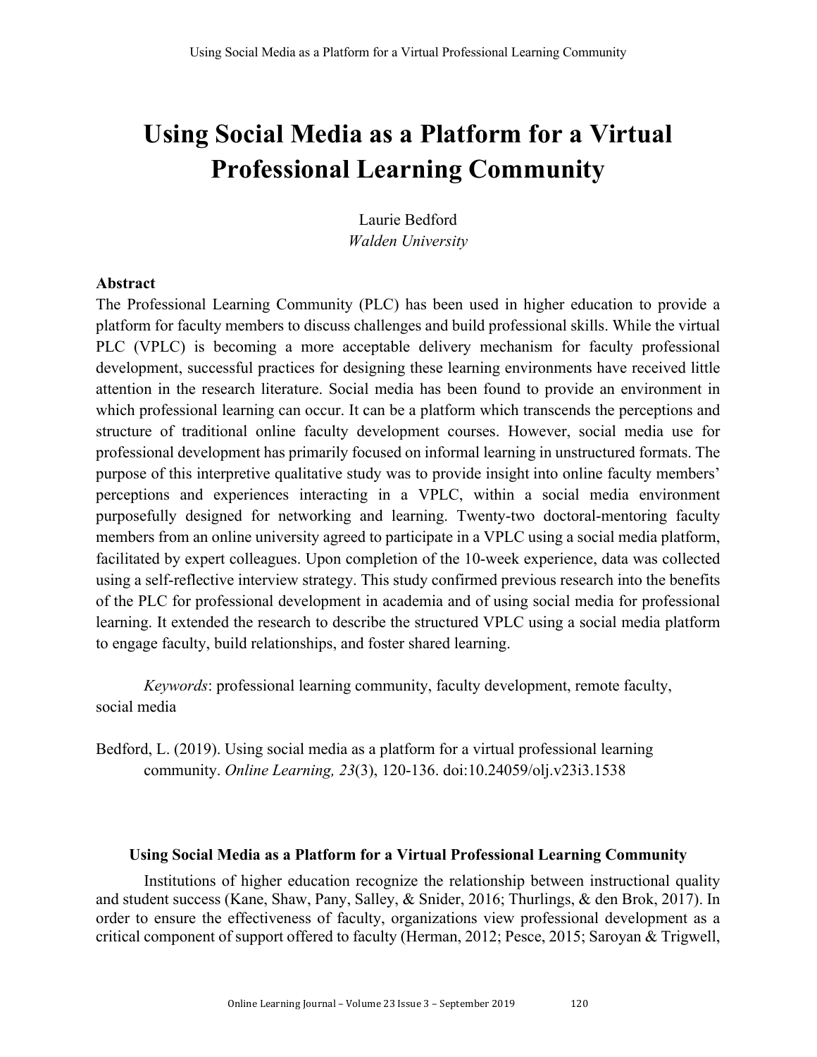# Using Social Media as a Platform for a Virtual Professional Learning Community

Laurie Bedford
*Walden University*

## Abstract

The Professional Learning Community (PLC) has been used in higher education to provide a platform for faculty members to discuss challenges and build professional skills. While the virtual PLC (VPLC) is becoming a more acceptable delivery mechanism for faculty professional development, successful practices for designing these learning environments have received little attention in the research literature. Social media has been found to provide an environment in which professional learning can occur. It can be a platform which transcends the perceptions and structure of traditional online faculty development courses. However, social media use for professional development has primarily focused on informal learning in unstructured formats. The purpose of this interpretive qualitative study was to provide insight into online faculty members' perceptions and experiences interacting in a VPLC, within a social media environment purposefully designed for networking and learning. Twenty-two doctoral-mentoring faculty members from an online university agreed to participate in a VPLC using a social media platform, facilitated by expert colleagues. Upon completion of the 10-week experience, data was collected using a self-reflective interview strategy. This study confirmed previous research into the benefits of the PLC for professional development in academia and of using social media for professional learning. It extended the research to describe the structured VPLC using a social media platform to engage faculty, build relationships, and foster shared learning.

*Keywords*: professional learning community, faculty development, remote faculty, social media

Bedford, L. (2019). Using social media as a platform for a virtual professional learning community. *Online Learning, 23*(3), 120-136. doi:10.24059/olj.v23i3.1538

## Using Social Media as a Platform for a Virtual Professional Learning Community

Institutions of higher education recognize the relationship between instructional quality and student success (Kane, Shaw, Pany, Salley, & Snider, 2016; Thurlings, & den Brok, 2017). In order to ensure the effectiveness of faculty, organizations view professional development as a critical component of support offered to faculty (Herman, 2012; Pesce, 2015; Saroyan & Trigwell,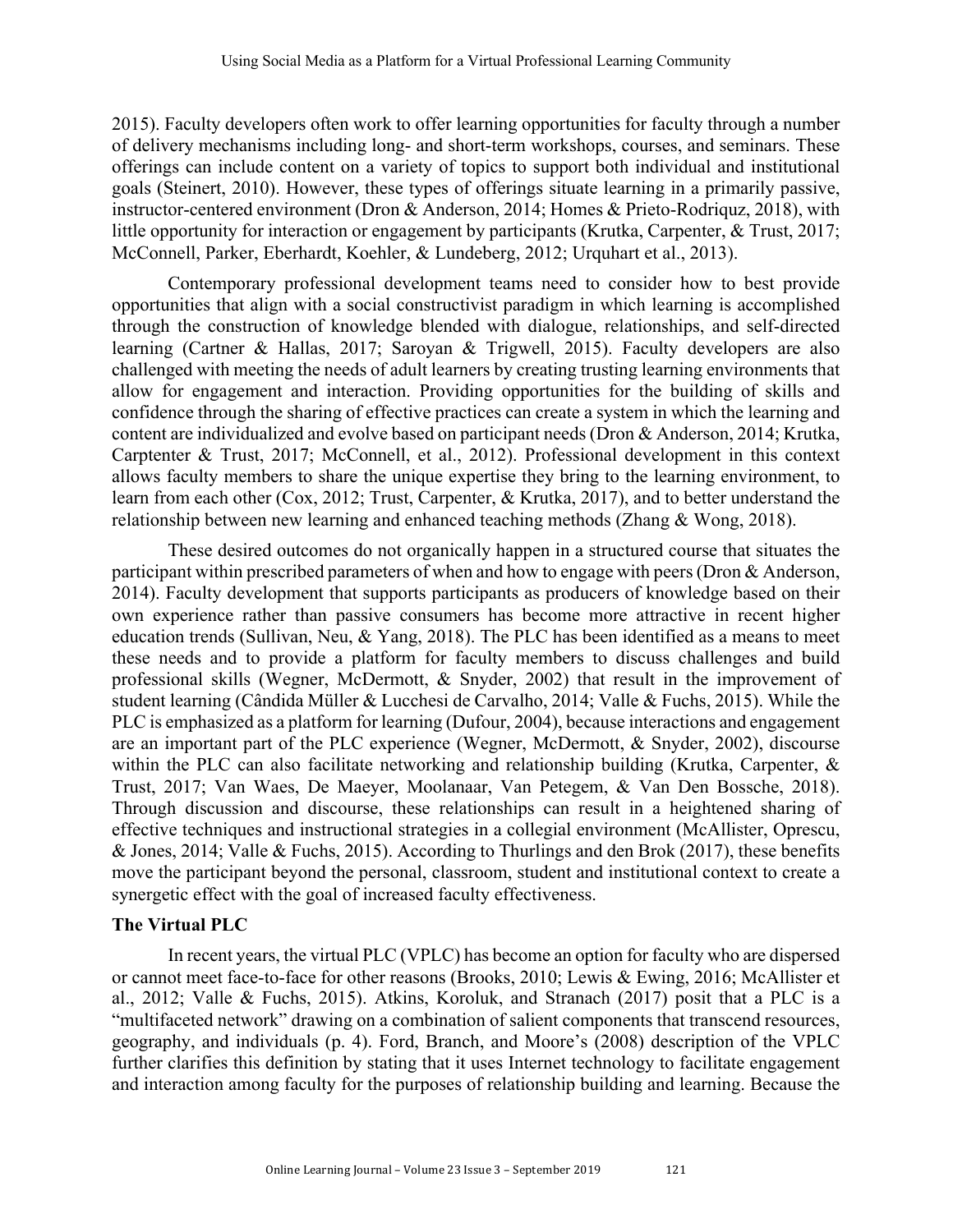2015). Faculty developers often work to offer learning opportunities for faculty through a number of delivery mechanisms including long- and short-term workshops, courses, and seminars. These offerings can include content on a variety of topics to support both individual and institutional goals (Steinert, 2010). However, these types of offerings situate learning in a primarily passive, instructor-centered environment (Dron & Anderson, 2014; Homes & Prieto-Rodriquz, 2018), with little opportunity for interaction or engagement by participants (Krutka, Carpenter, & Trust, 2017; McConnell, Parker, Eberhardt, Koehler, & Lundeberg, 2012; Urquhart et al., 2013).

Contemporary professional development teams need to consider how to best provide opportunities that align with a social constructivist paradigm in which learning is accomplished through the construction of knowledge blended with dialogue, relationships, and self-directed learning (Cartner & Hallas, 2017; Saroyan & Trigwell, 2015). Faculty developers are also challenged with meeting the needs of adult learners by creating trusting learning environments that allow for engagement and interaction. Providing opportunities for the building of skills and confidence through the sharing of effective practices can create a system in which the learning and content are individualized and evolve based on participant needs (Dron & Anderson, 2014; Krutka, Carptenter & Trust, 2017; McConnell, et al., 2012). Professional development in this context allows faculty members to share the unique expertise they bring to the learning environment, to learn from each other (Cox, 2012; Trust, Carpenter, & Krutka, 2017), and to better understand the relationship between new learning and enhanced teaching methods (Zhang & Wong, 2018).

These desired outcomes do not organically happen in a structured course that situates the participant within prescribed parameters of when and how to engage with peers (Dron & Anderson, 2014). Faculty development that supports participants as producers of knowledge based on their own experience rather than passive consumers has become more attractive in recent higher education trends (Sullivan, Neu, & Yang, 2018). The PLC has been identified as a means to meet these needs and to provide a platform for faculty members to discuss challenges and build professional skills (Wegner, McDermott, & Snyder, 2002) that result in the improvement of student learning (Cândida Müller & Lucchesi de Carvalho, 2014; Valle & Fuchs, 2015). While the PLC is emphasized as a platform for learning (Dufour, 2004), because interactions and engagement are an important part of the PLC experience (Wegner, McDermott, & Snyder, 2002), discourse within the PLC can also facilitate networking and relationship building (Krutka, Carpenter, & Trust, 2017; Van Waes, De Maeyer, Moolanaar, Van Petegem, & Van Den Bossche, 2018). Through discussion and discourse, these relationships can result in a heightened sharing of effective techniques and instructional strategies in a collegial environment (McAllister, Oprescu, & Jones, 2014; Valle & Fuchs, 2015). According to Thurlings and den Brok (2017), these benefits move the participant beyond the personal, classroom, student and institutional context to create a synergetic effect with the goal of increased faculty effectiveness.

### The Virtual PLC

In recent years, the virtual PLC (VPLC) has become an option for faculty who are dispersed or cannot meet face-to-face for other reasons (Brooks, 2010; Lewis & Ewing, 2016; McAllister et al., 2012; Valle & Fuchs, 2015). Atkins, Koroluk, and Stranach (2017) posit that a PLC is a "multifaceted network" drawing on a combination of salient components that transcend resources, geography, and individuals (p. 4). Ford, Branch, and Moore's (2008) description of the VPLC further clarifies this definition by stating that it uses Internet technology to facilitate engagement and interaction among faculty for the purposes of relationship building and learning. Because the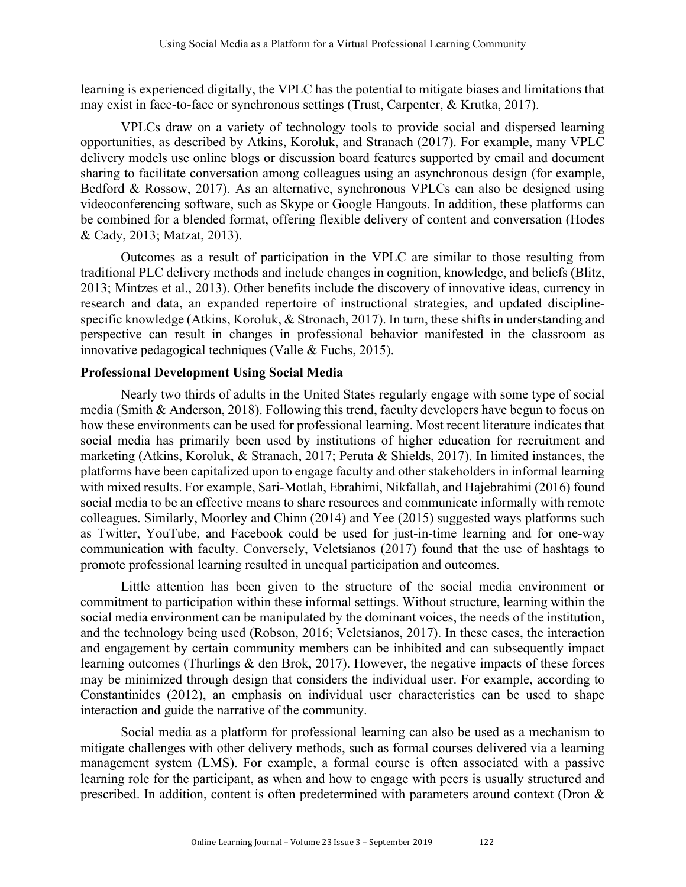learning is experienced digitally, the VPLC has the potential to mitigate biases and limitations that may exist in face-to-face or synchronous settings (Trust, Carpenter, & Krutka, 2017).

VPLCs draw on a variety of technology tools to provide social and dispersed learning opportunities, as described by Atkins, Koroluk, and Stranach (2017). For example, many VPLC delivery models use online blogs or discussion board features supported by email and document sharing to facilitate conversation among colleagues using an asynchronous design (for example, Bedford & Rossow, 2017). As an alternative, synchronous VPLCs can also be designed using videoconferencing software, such as Skype or Google Hangouts. In addition, these platforms can be combined for a blended format, offering flexible delivery of content and conversation (Hodes & Cady, 2013; Matzat, 2013).

Outcomes as a result of participation in the VPLC are similar to those resulting from traditional PLC delivery methods and include changes in cognition, knowledge, and beliefs (Blitz, 2013; Mintzes et al., 2013). Other benefits include the discovery of innovative ideas, currency in research and data, an expanded repertoire of instructional strategies, and updated discipline-specific knowledge (Atkins, Koroluk, & Stronach, 2017). In turn, these shifts in understanding and perspective can result in changes in professional behavior manifested in the classroom as innovative pedagogical techniques (Valle & Fuchs, 2015).

### Professional Development Using Social Media

Nearly two thirds of adults in the United States regularly engage with some type of social media (Smith & Anderson, 2018). Following this trend, faculty developers have begun to focus on how these environments can be used for professional learning. Most recent literature indicates that social media has primarily been used by institutions of higher education for recruitment and marketing (Atkins, Koroluk, & Stranach, 2017; Peruta & Shields, 2017). In limited instances, the platforms have been capitalized upon to engage faculty and other stakeholders in informal learning with mixed results. For example, Sari-Motlah, Ebrahimi, Nikfallah, and Hajebrahimi (2016) found social media to be an effective means to share resources and communicate informally with remote colleagues. Similarly, Moorley and Chinn (2014) and Yee (2015) suggested ways platforms such as Twitter, YouTube, and Facebook could be used for just-in-time learning and for one-way communication with faculty. Conversely, Veletsianos (2017) found that the use of hashtags to promote professional learning resulted in unequal participation and outcomes.

Little attention has been given to the structure of the social media environment or commitment to participation within these informal settings. Without structure, learning within the social media environment can be manipulated by the dominant voices, the needs of the institution, and the technology being used (Robson, 2016; Veletsianos, 2017). In these cases, the interaction and engagement by certain community members can be inhibited and can subsequently impact learning outcomes (Thurlings & den Brok, 2017). However, the negative impacts of these forces may be minimized through design that considers the individual user. For example, according to Constantinides (2012), an emphasis on individual user characteristics can be used to shape interaction and guide the narrative of the community.

Social media as a platform for professional learning can also be used as a mechanism to mitigate challenges with other delivery methods, such as formal courses delivered via a learning management system (LMS). For example, a formal course is often associated with a passive learning role for the participant, as when and how to engage with peers is usually structured and prescribed. In addition, content is often predetermined with parameters around context (Dron &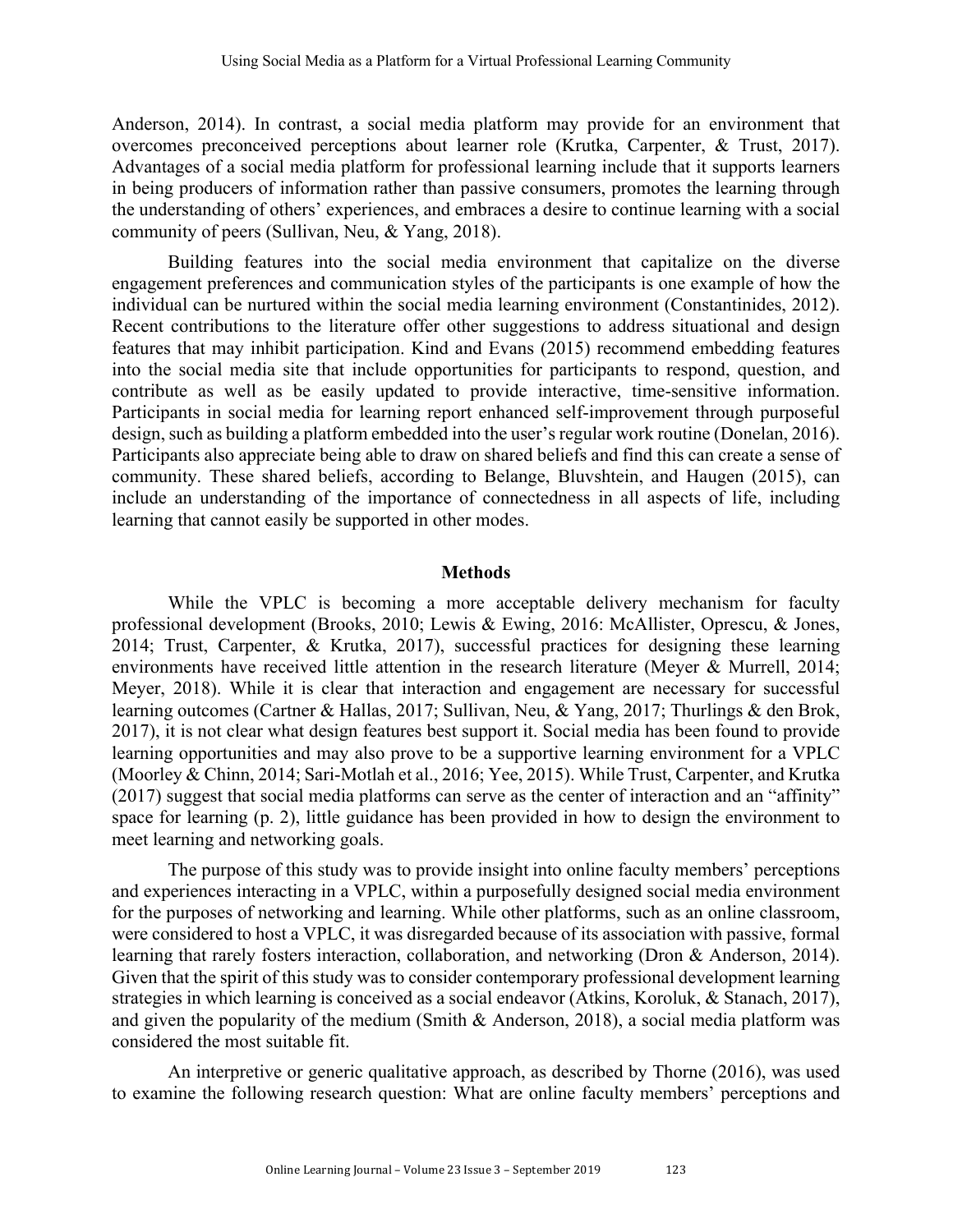Anderson, 2014). In contrast, a social media platform may provide for an environment that overcomes preconceived perceptions about learner role (Krutka, Carpenter, & Trust, 2017). Advantages of a social media platform for professional learning include that it supports learners in being producers of information rather than passive consumers, promotes the learning through the understanding of others' experiences, and embraces a desire to continue learning with a social community of peers (Sullivan, Neu, & Yang, 2018).

Building features into the social media environment that capitalize on the diverse engagement preferences and communication styles of the participants is one example of how the individual can be nurtured within the social media learning environment (Constantinides, 2012). Recent contributions to the literature offer other suggestions to address situational and design features that may inhibit participation. Kind and Evans (2015) recommend embedding features into the social media site that include opportunities for participants to respond, question, and contribute as well as be easily updated to provide interactive, time-sensitive information. Participants in social media for learning report enhanced self-improvement through purposeful design, such as building a platform embedded into the user's regular work routine (Donelan, 2016). Participants also appreciate being able to draw on shared beliefs and find this can create a sense of community. These shared beliefs, according to Belange, Bluvshtein, and Haugen (2015), can include an understanding of the importance of connectedness in all aspects of life, including learning that cannot easily be supported in other modes.

## Methods

While the VPLC is becoming a more acceptable delivery mechanism for faculty professional development (Brooks, 2010; Lewis & Ewing, 2016: McAllister, Oprescu, & Jones, 2014; Trust, Carpenter, & Krutka, 2017), successful practices for designing these learning environments have received little attention in the research literature (Meyer & Murrell, 2014; Meyer, 2018). While it is clear that interaction and engagement are necessary for successful learning outcomes (Cartner & Hallas, 2017; Sullivan, Neu, & Yang, 2017; Thurlings & den Brok, 2017), it is not clear what design features best support it. Social media has been found to provide learning opportunities and may also prove to be a supportive learning environment for a VPLC (Moorley & Chinn, 2014; Sari-Motlah et al., 2016; Yee, 2015). While Trust, Carpenter, and Krutka (2017) suggest that social media platforms can serve as the center of interaction and an "affinity" space for learning (p. 2), little guidance has been provided in how to design the environment to meet learning and networking goals.

The purpose of this study was to provide insight into online faculty members' perceptions and experiences interacting in a VPLC, within a purposefully designed social media environment for the purposes of networking and learning. While other platforms, such as an online classroom, were considered to host a VPLC, it was disregarded because of its association with passive, formal learning that rarely fosters interaction, collaboration, and networking (Dron & Anderson, 2014). Given that the spirit of this study was to consider contemporary professional development learning strategies in which learning is conceived as a social endeavor (Atkins, Koroluk, & Stanach, 2017), and given the popularity of the medium (Smith & Anderson, 2018), a social media platform was considered the most suitable fit.

An interpretive or generic qualitative approach, as described by Thorne (2016), was used to examine the following research question: What are online faculty members' perceptions and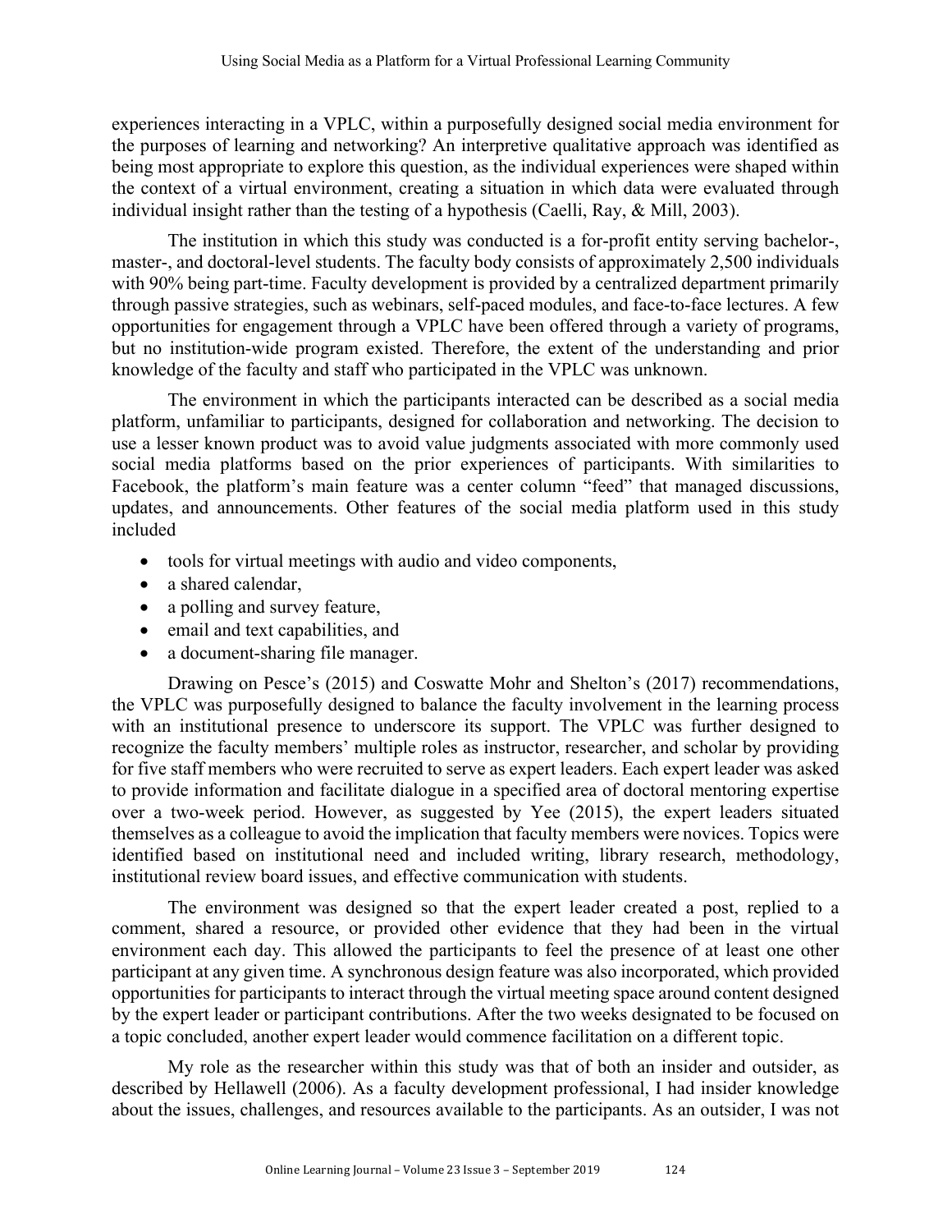experiences interacting in a VPLC, within a purposefully designed social media environment for the purposes of learning and networking? An interpretive qualitative approach was identified as being most appropriate to explore this question, as the individual experiences were shaped within the context of a virtual environment, creating a situation in which data were evaluated through individual insight rather than the testing of a hypothesis (Caelli, Ray, & Mill, 2003).

The institution in which this study was conducted is a for-profit entity serving bachelor-, master-, and doctoral-level students. The faculty body consists of approximately 2,500 individuals with 90% being part-time. Faculty development is provided by a centralized department primarily through passive strategies, such as webinars, self-paced modules, and face-to-face lectures. A few opportunities for engagement through a VPLC have been offered through a variety of programs, but no institution-wide program existed. Therefore, the extent of the understanding and prior knowledge of the faculty and staff who participated in the VPLC was unknown.

The environment in which the participants interacted can be described as a social media platform, unfamiliar to participants, designed for collaboration and networking. The decision to use a lesser known product was to avoid value judgments associated with more commonly used social media platforms based on the prior experiences of participants. With similarities to Facebook, the platform's main feature was a center column "feed" that managed discussions, updates, and announcements. Other features of the social media platform used in this study included

- tools for virtual meetings with audio and video components,
- a shared calendar,
- a polling and survey feature,
- email and text capabilities, and
- a document-sharing file manager.

Drawing on Pesce's (2015) and Coswatte Mohr and Shelton's (2017) recommendations, the VPLC was purposefully designed to balance the faculty involvement in the learning process with an institutional presence to underscore its support. The VPLC was further designed to recognize the faculty members' multiple roles as instructor, researcher, and scholar by providing for five staff members who were recruited to serve as expert leaders. Each expert leader was asked to provide information and facilitate dialogue in a specified area of doctoral mentoring expertise over a two-week period. However, as suggested by Yee (2015), the expert leaders situated themselves as a colleague to avoid the implication that faculty members were novices. Topics were identified based on institutional need and included writing, library research, methodology, institutional review board issues, and effective communication with students.

The environment was designed so that the expert leader created a post, replied to a comment, shared a resource, or provided other evidence that they had been in the virtual environment each day. This allowed the participants to feel the presence of at least one other participant at any given time. A synchronous design feature was also incorporated, which provided opportunities for participants to interact through the virtual meeting space around content designed by the expert leader or participant contributions. After the two weeks designated to be focused on a topic concluded, another expert leader would commence facilitation on a different topic.

My role as the researcher within this study was that of both an insider and outsider, as described by Hellawell (2006). As a faculty development professional, I had insider knowledge about the issues, challenges, and resources available to the participants. As an outsider, I was not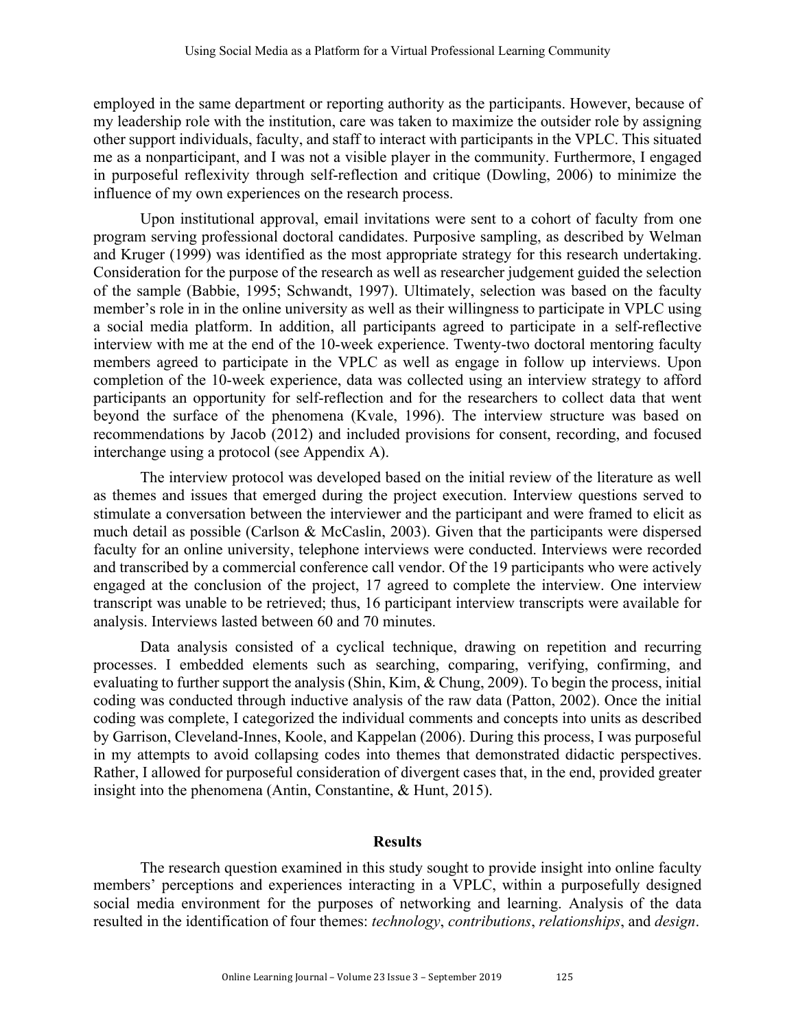employed in the same department or reporting authority as the participants. However, because of my leadership role with the institution, care was taken to maximize the outsider role by assigning other support individuals, faculty, and staff to interact with participants in the VPLC. This situated me as a nonparticipant, and I was not a visible player in the community. Furthermore, I engaged in purposeful reflexivity through self-reflection and critique (Dowling, 2006) to minimize the influence of my own experiences on the research process.

Upon institutional approval, email invitations were sent to a cohort of faculty from one program serving professional doctoral candidates. Purposive sampling, as described by Welman and Kruger (1999) was identified as the most appropriate strategy for this research undertaking. Consideration for the purpose of the research as well as researcher judgement guided the selection of the sample (Babbie, 1995; Schwandt, 1997). Ultimately, selection was based on the faculty member's role in in the online university as well as their willingness to participate in VPLC using a social media platform. In addition, all participants agreed to participate in a self-reflective interview with me at the end of the 10-week experience. Twenty-two doctoral mentoring faculty members agreed to participate in the VPLC as well as engage in follow up interviews. Upon completion of the 10-week experience, data was collected using an interview strategy to afford participants an opportunity for self-reflection and for the researchers to collect data that went beyond the surface of the phenomena (Kvale, 1996). The interview structure was based on recommendations by Jacob (2012) and included provisions for consent, recording, and focused interchange using a protocol (see Appendix A).

The interview protocol was developed based on the initial review of the literature as well as themes and issues that emerged during the project execution. Interview questions served to stimulate a conversation between the interviewer and the participant and were framed to elicit as much detail as possible (Carlson & McCaslin, 2003). Given that the participants were dispersed faculty for an online university, telephone interviews were conducted. Interviews were recorded and transcribed by a commercial conference call vendor. Of the 19 participants who were actively engaged at the conclusion of the project, 17 agreed to complete the interview. One interview transcript was unable to be retrieved; thus, 16 participant interview transcripts were available for analysis. Interviews lasted between 60 and 70 minutes.

Data analysis consisted of a cyclical technique, drawing on repetition and recurring processes. I embedded elements such as searching, comparing, verifying, confirming, and evaluating to further support the analysis (Shin, Kim, & Chung, 2009). To begin the process, initial coding was conducted through inductive analysis of the raw data (Patton, 2002). Once the initial coding was complete, I categorized the individual comments and concepts into units as described by Garrison, Cleveland-Innes, Koole, and Kappelan (2006). During this process, I was purposeful in my attempts to avoid collapsing codes into themes that demonstrated didactic perspectives. Rather, I allowed for purposeful consideration of divergent cases that, in the end, provided greater insight into the phenomena (Antin, Constantine, & Hunt, 2015).

## Results

The research question examined in this study sought to provide insight into online faculty members' perceptions and experiences interacting in a VPLC, within a purposefully designed social media environment for the purposes of networking and learning. Analysis of the data resulted in the identification of four themes: *technology*, *contributions*, *relationships*, and *design*.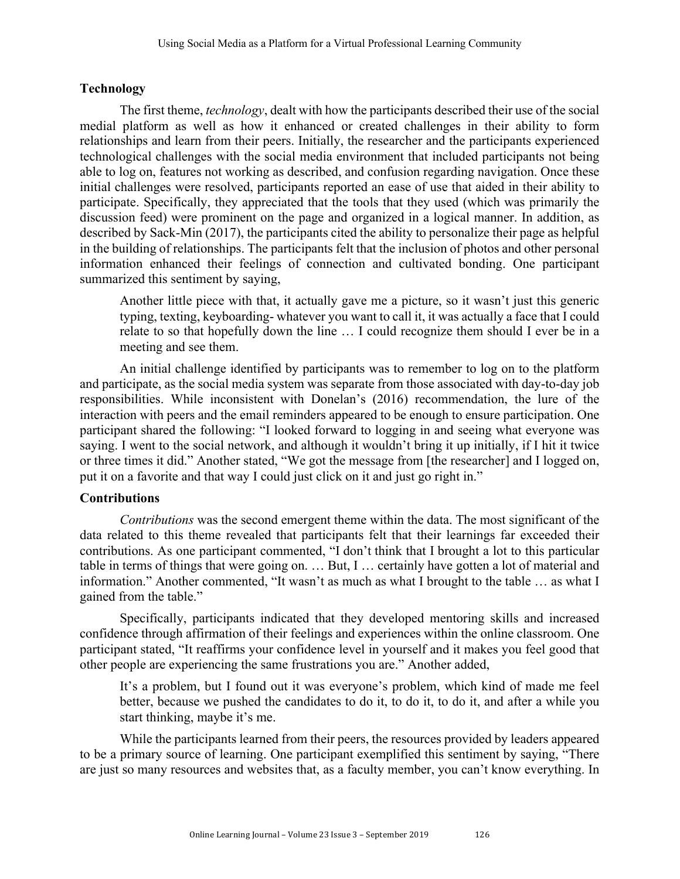## Technology

The first theme, *technology*, dealt with how the participants described their use of the social medial platform as well as how it enhanced or created challenges in their ability to form relationships and learn from their peers. Initially, the researcher and the participants experienced technological challenges with the social media environment that included participants not being able to log on, features not working as described, and confusion regarding navigation. Once these initial challenges were resolved, participants reported an ease of use that aided in their ability to participate. Specifically, they appreciated that the tools that they used (which was primarily the discussion feed) were prominent on the page and organized in a logical manner. In addition, as described by Sack-Min (2017), the participants cited the ability to personalize their page as helpful in the building of relationships. The participants felt that the inclusion of photos and other personal information enhanced their feelings of connection and cultivated bonding. One participant summarized this sentiment by saying,

> Another little piece with that, it actually gave me a picture, so it wasn't just this generic typing, texting, keyboarding- whatever you want to call it, it was actually a face that I could relate to so that hopefully down the line … I could recognize them should I ever be in a meeting and see them.

An initial challenge identified by participants was to remember to log on to the platform and participate, as the social media system was separate from those associated with day-to-day job responsibilities. While inconsistent with Donelan's (2016) recommendation, the lure of the interaction with peers and the email reminders appeared to be enough to ensure participation. One participant shared the following: "I looked forward to logging in and seeing what everyone was saying. I went to the social network, and although it wouldn't bring it up initially, if I hit it twice or three times it did." Another stated, "We got the message from [the researcher] and I logged on, put it on a favorite and that way I could just click on it and just go right in."

## Contributions

*Contributions* was the second emergent theme within the data. The most significant of the data related to this theme revealed that participants felt that their learnings far exceeded their contributions. As one participant commented, "I don't think that I brought a lot to this particular table in terms of things that were going on. … But, I … certainly have gotten a lot of material and information." Another commented, "It wasn't as much as what I brought to the table … as what I gained from the table."

Specifically, participants indicated that they developed mentoring skills and increased confidence through affirmation of their feelings and experiences within the online classroom. One participant stated, "It reaffirms your confidence level in yourself and it makes you feel good that other people are experiencing the same frustrations you are." Another added,

> It's a problem, but I found out it was everyone's problem, which kind of made me feel better, because we pushed the candidates to do it, to do it, to do it, and after a while you start thinking, maybe it's me.

While the participants learned from their peers, the resources provided by leaders appeared to be a primary source of learning. One participant exemplified this sentiment by saying, "There are just so many resources and websites that, as a faculty member, you can't know everything. In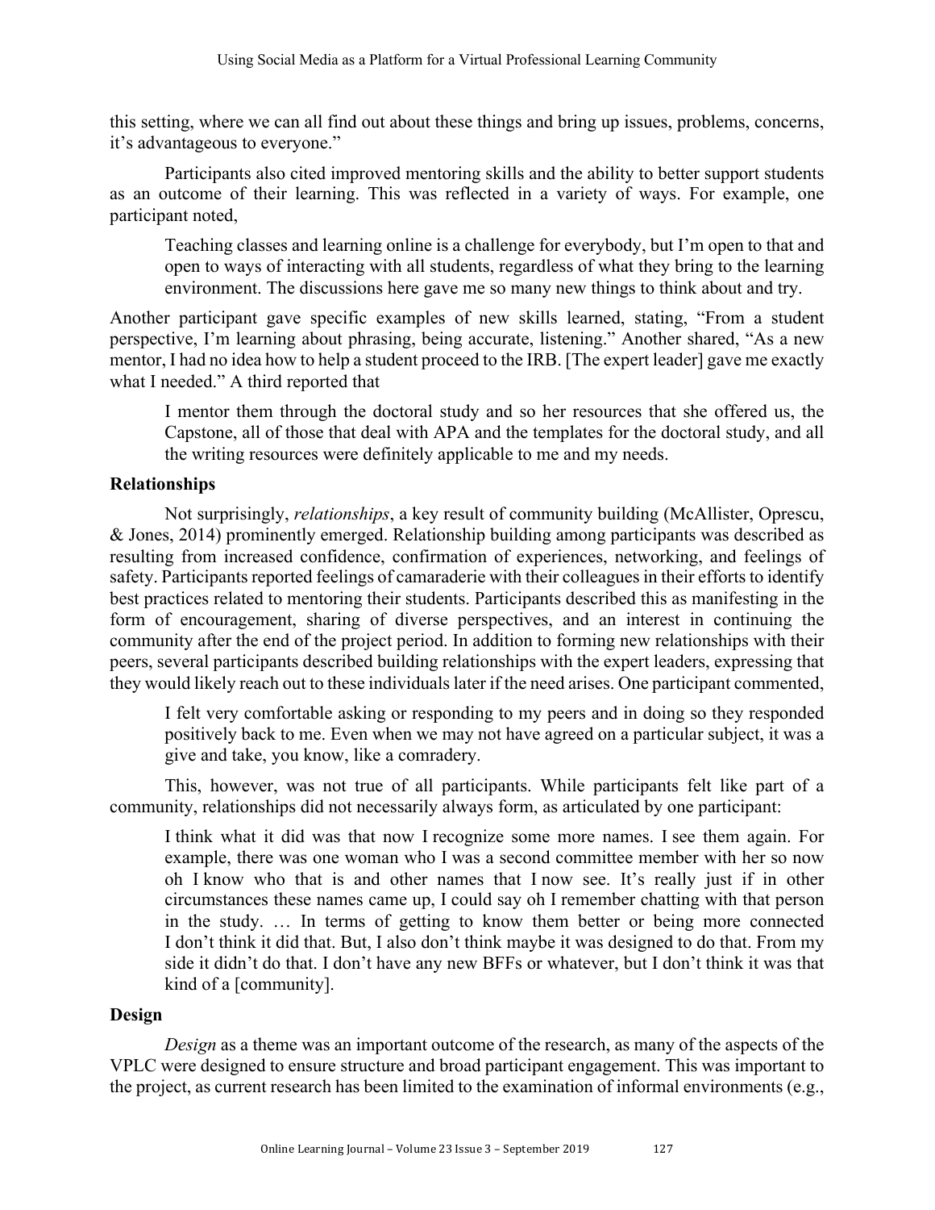this setting, where we can all find out about these things and bring up issues, problems, concerns, it's advantageous to everyone."

Participants also cited improved mentoring skills and the ability to better support students as an outcome of their learning. This was reflected in a variety of ways. For example, one participant noted,

> Teaching classes and learning online is a challenge for everybody, but I'm open to that and open to ways of interacting with all students, regardless of what they bring to the learning environment. The discussions here gave me so many new things to think about and try.

Another participant gave specific examples of new skills learned, stating, "From a student perspective, I'm learning about phrasing, being accurate, listening." Another shared, "As a new mentor, I had no idea how to help a student proceed to the IRB. [The expert leader] gave me exactly what I needed." A third reported that

> I mentor them through the doctoral study and so her resources that she offered us, the Capstone, all of those that deal with APA and the templates for the doctoral study, and all the writing resources were definitely applicable to me and my needs.

### Relationships

Not surprisingly, *relationships*, a key result of community building (McAllister, Oprescu, & Jones, 2014) prominently emerged. Relationship building among participants was described as resulting from increased confidence, confirmation of experiences, networking, and feelings of safety. Participants reported feelings of camaraderie with their colleagues in their efforts to identify best practices related to mentoring their students. Participants described this as manifesting in the form of encouragement, sharing of diverse perspectives, and an interest in continuing the community after the end of the project period. In addition to forming new relationships with their peers, several participants described building relationships with the expert leaders, expressing that they would likely reach out to these individuals later if the need arises. One participant commented,

> I felt very comfortable asking or responding to my peers and in doing so they responded positively back to me. Even when we may not have agreed on a particular subject, it was a give and take, you know, like a comradery.

This, however, was not true of all participants. While participants felt like part of a community, relationships did not necessarily always form, as articulated by one participant:

> I think what it did was that now I recognize some more names. I see them again. For example, there was one woman who I was a second committee member with her so now oh I know who that is and other names that I now see. It's really just if in other circumstances these names came up, I could say oh I remember chatting with that person in the study. … In terms of getting to know them better or being more connected I don't think it did that. But, I also don't think maybe it was designed to do that. From my side it didn't do that. I don't have any new BFFs or whatever, but I don't think it was that kind of a [community].

### Design

*Design* as a theme was an important outcome of the research, as many of the aspects of the VPLC were designed to ensure structure and broad participant engagement. This was important to the project, as current research has been limited to the examination of informal environments (e.g.,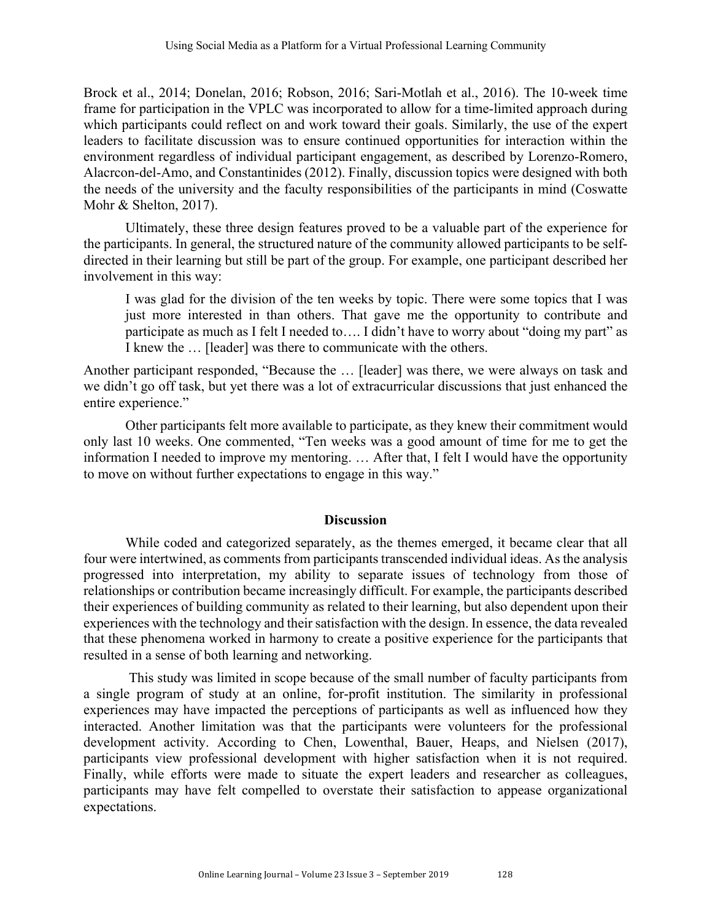Brock et al., 2014; Donelan, 2016; Robson, 2016; Sari-Motlah et al., 2016). The 10-week time frame for participation in the VPLC was incorporated to allow for a time-limited approach during which participants could reflect on and work toward their goals. Similarly, the use of the expert leaders to facilitate discussion was to ensure continued opportunities for interaction within the environment regardless of individual participant engagement, as described by Lorenzo-Romero, Alacrcon-del-Amo, and Constantinides (2012). Finally, discussion topics were designed with both the needs of the university and the faculty responsibilities of the participants in mind (Coswatte Mohr & Shelton, 2017).

Ultimately, these three design features proved to be a valuable part of the experience for the participants. In general, the structured nature of the community allowed participants to be self-directed in their learning but still be part of the group. For example, one participant described her involvement in this way:

> I was glad for the division of the ten weeks by topic. There were some topics that I was just more interested in than others. That gave me the opportunity to contribute and participate as much as I felt I needed to…. I didn't have to worry about "doing my part" as I knew the … [leader] was there to communicate with the others.

Another participant responded, "Because the … [leader] was there, we were always on task and we didn't go off task, but yet there was a lot of extracurricular discussions that just enhanced the entire experience."

Other participants felt more available to participate, as they knew their commitment would only last 10 weeks. One commented, "Ten weeks was a good amount of time for me to get the information I needed to improve my mentoring. … After that, I felt I would have the opportunity to move on without further expectations to engage in this way."

## Discussion

While coded and categorized separately, as the themes emerged, it became clear that all four were intertwined, as comments from participants transcended individual ideas. As the analysis progressed into interpretation, my ability to separate issues of technology from those of relationships or contribution became increasingly difficult. For example, the participants described their experiences of building community as related to their learning, but also dependent upon their experiences with the technology and their satisfaction with the design. In essence, the data revealed that these phenomena worked in harmony to create a positive experience for the participants that resulted in a sense of both learning and networking.

This study was limited in scope because of the small number of faculty participants from a single program of study at an online, for-profit institution. The similarity in professional experiences may have impacted the perceptions of participants as well as influenced how they interacted. Another limitation was that the participants were volunteers for the professional development activity. According to Chen, Lowenthal, Bauer, Heaps, and Nielsen (2017), participants view professional development with higher satisfaction when it is not required. Finally, while efforts were made to situate the expert leaders and researcher as colleagues, participants may have felt compelled to overstate their satisfaction to appease organizational expectations.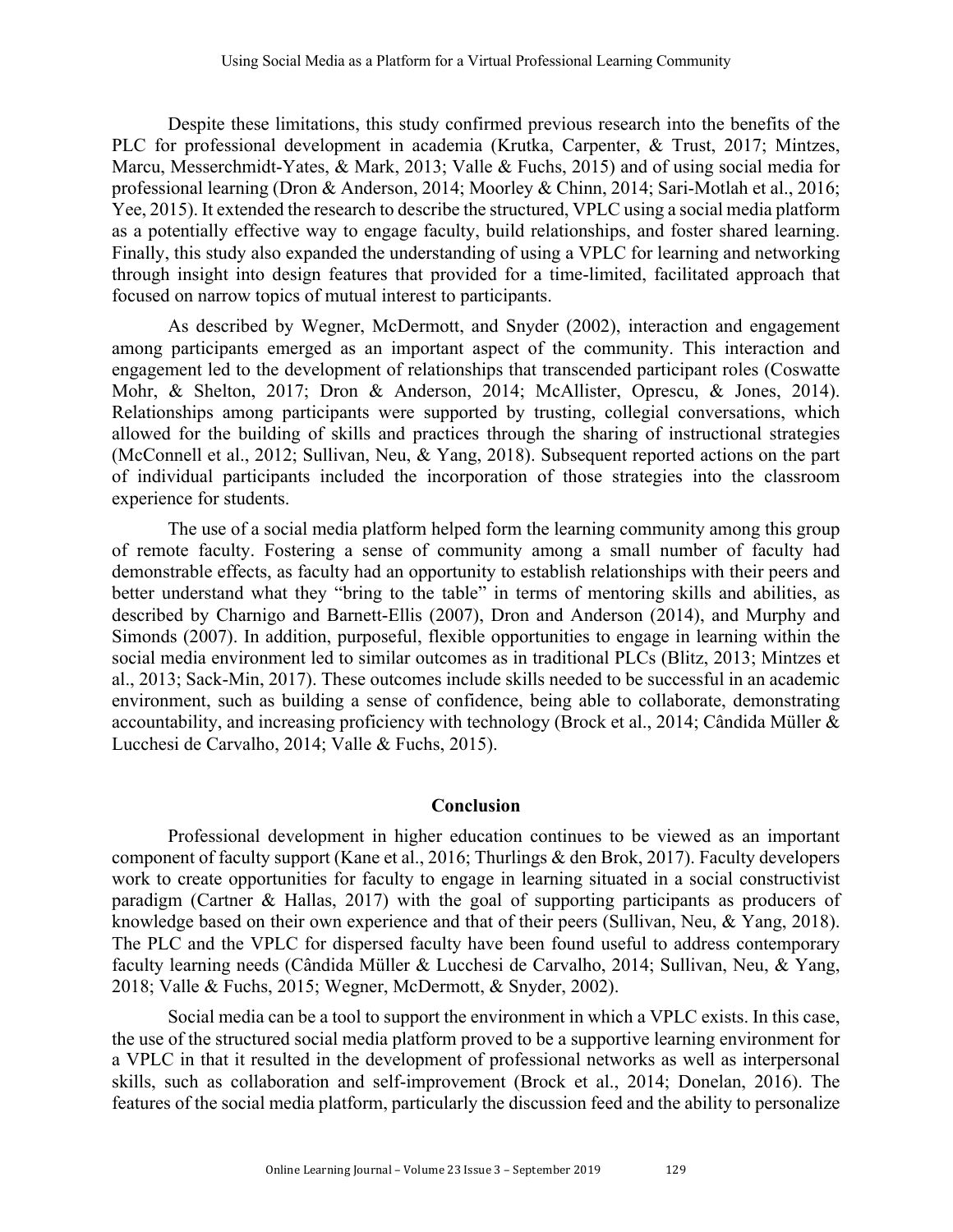Despite these limitations, this study confirmed previous research into the benefits of the PLC for professional development in academia (Krutka, Carpenter, & Trust, 2017; Mintzes, Marcu, Messerchmidt-Yates, & Mark, 2013; Valle & Fuchs, 2015) and of using social media for professional learning (Dron & Anderson, 2014; Moorley & Chinn, 2014; Sari-Motlah et al., 2016; Yee, 2015). It extended the research to describe the structured, VPLC using a social media platform as a potentially effective way to engage faculty, build relationships, and foster shared learning. Finally, this study also expanded the understanding of using a VPLC for learning and networking through insight into design features that provided for a time-limited, facilitated approach that focused on narrow topics of mutual interest to participants.

As described by Wegner, McDermott, and Snyder (2002), interaction and engagement among participants emerged as an important aspect of the community. This interaction and engagement led to the development of relationships that transcended participant roles (Coswatte Mohr, & Shelton, 2017; Dron & Anderson, 2014; McAllister, Oprescu, & Jones, 2014). Relationships among participants were supported by trusting, collegial conversations, which allowed for the building of skills and practices through the sharing of instructional strategies (McConnell et al., 2012; Sullivan, Neu, & Yang, 2018). Subsequent reported actions on the part of individual participants included the incorporation of those strategies into the classroom experience for students.

The use of a social media platform helped form the learning community among this group of remote faculty. Fostering a sense of community among a small number of faculty had demonstrable effects, as faculty had an opportunity to establish relationships with their peers and better understand what they "bring to the table" in terms of mentoring skills and abilities, as described by Charnigo and Barnett-Ellis (2007), Dron and Anderson (2014), and Murphy and Simonds (2007). In addition, purposeful, flexible opportunities to engage in learning within the social media environment led to similar outcomes as in traditional PLCs (Blitz, 2013; Mintzes et al., 2013; Sack-Min, 2017). These outcomes include skills needed to be successful in an academic environment, such as building a sense of confidence, being able to collaborate, demonstrating accountability, and increasing proficiency with technology (Brock et al., 2014; Cândida Müller & Lucchesi de Carvalho, 2014; Valle & Fuchs, 2015).

## Conclusion

Professional development in higher education continues to be viewed as an important component of faculty support (Kane et al., 2016; Thurlings & den Brok, 2017). Faculty developers work to create opportunities for faculty to engage in learning situated in a social constructivist paradigm (Cartner & Hallas, 2017) with the goal of supporting participants as producers of knowledge based on their own experience and that of their peers (Sullivan, Neu, & Yang, 2018). The PLC and the VPLC for dispersed faculty have been found useful to address contemporary faculty learning needs (Cândida Müller & Lucchesi de Carvalho, 2014; Sullivan, Neu, & Yang, 2018; Valle & Fuchs, 2015; Wegner, McDermott, & Snyder, 2002).

Social media can be a tool to support the environment in which a VPLC exists. In this case, the use of the structured social media platform proved to be a supportive learning environment for a VPLC in that it resulted in the development of professional networks as well as interpersonal skills, such as collaboration and self-improvement (Brock et al., 2014; Donelan, 2016). The features of the social media platform, particularly the discussion feed and the ability to personalize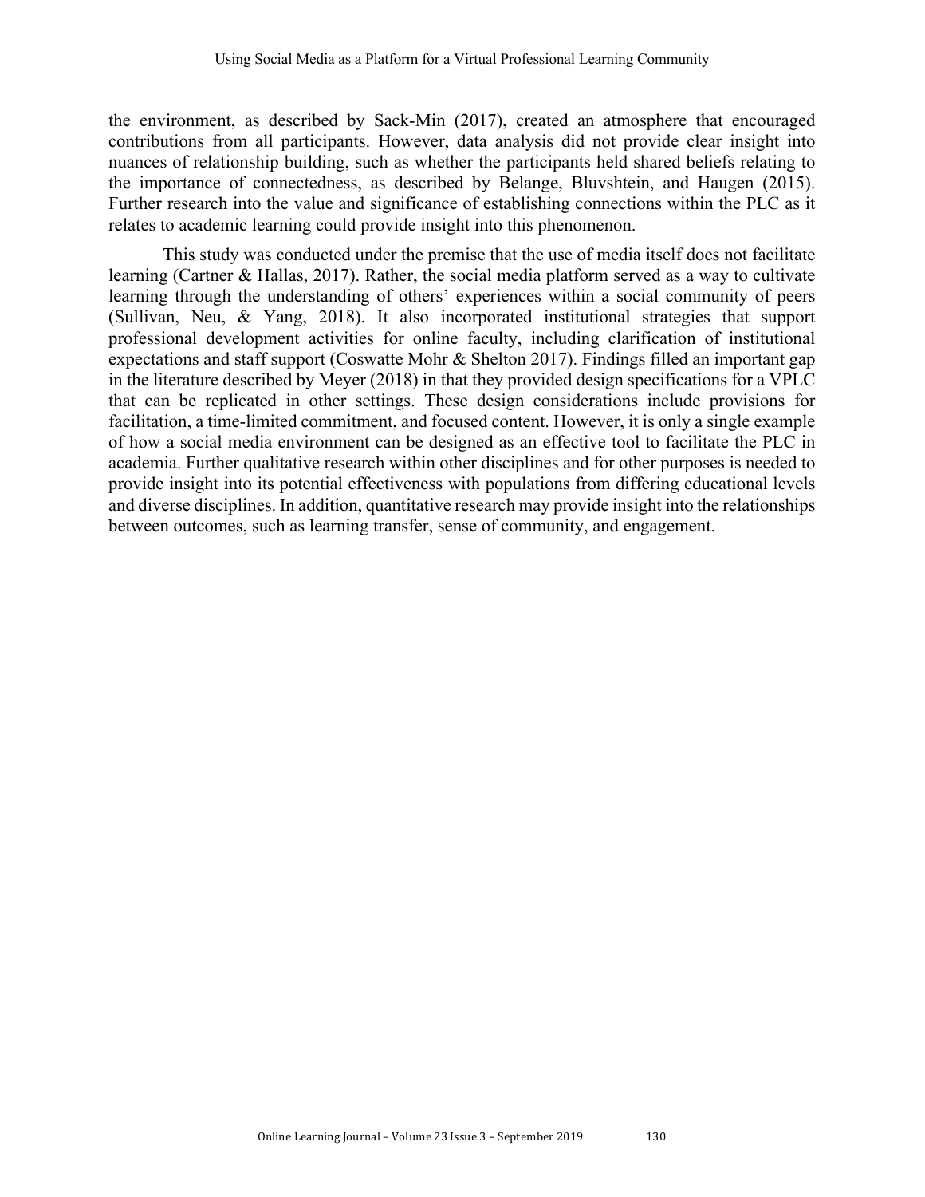the environment, as described by Sack-Min (2017), created an atmosphere that encouraged contributions from all participants. However, data analysis did not provide clear insight into nuances of relationship building, such as whether the participants held shared beliefs relating to the importance of connectedness, as described by Belange, Bluvshtein, and Haugen (2015). Further research into the value and significance of establishing connections within the PLC as it relates to academic learning could provide insight into this phenomenon.

This study was conducted under the premise that the use of media itself does not facilitate learning (Cartner & Hallas, 2017). Rather, the social media platform served as a way to cultivate learning through the understanding of others' experiences within a social community of peers (Sullivan, Neu, & Yang, 2018). It also incorporated institutional strategies that support professional development activities for online faculty, including clarification of institutional expectations and staff support (Coswatte Mohr & Shelton 2017). Findings filled an important gap in the literature described by Meyer (2018) in that they provided design specifications for a VPLC that can be replicated in other settings. These design considerations include provisions for facilitation, a time-limited commitment, and focused content. However, it is only a single example of how a social media environment can be designed as an effective tool to facilitate the PLC in academia. Further qualitative research within other disciplines and for other purposes is needed to provide insight into its potential effectiveness with populations from differing educational levels and diverse disciplines. In addition, quantitative research may provide insight into the relationships between outcomes, such as learning transfer, sense of community, and engagement.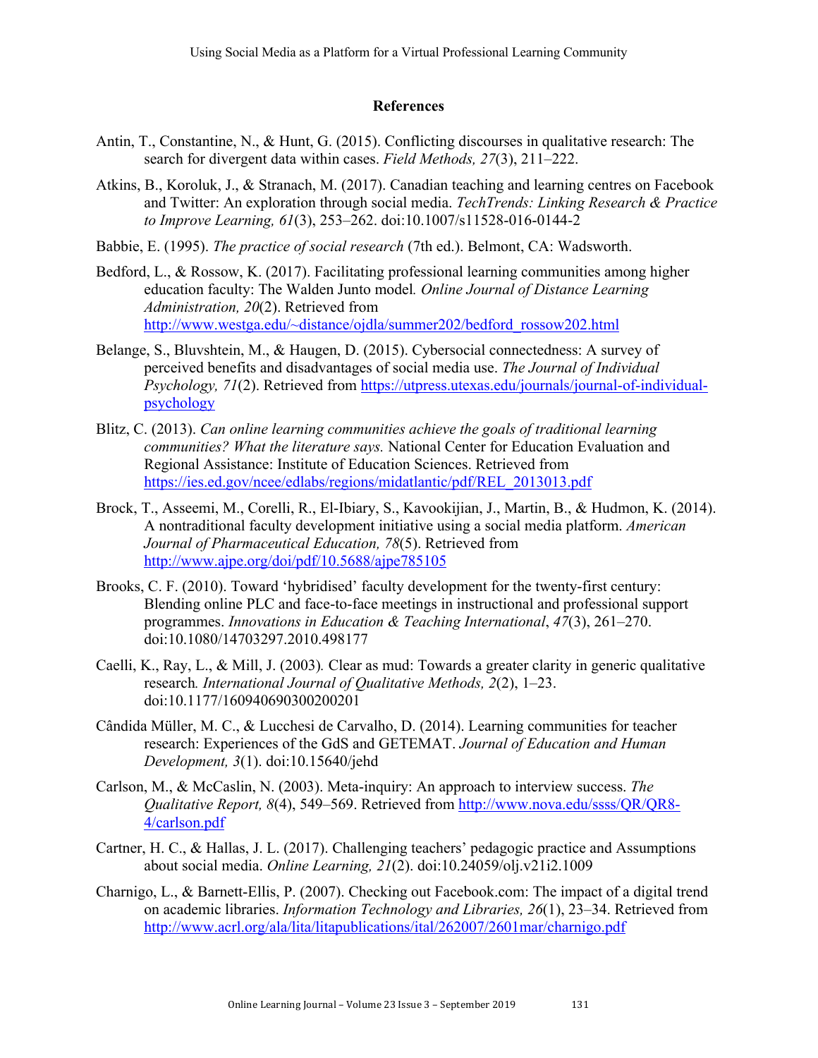## References

Antin, T., Constantine, N., & Hunt, G. (2015). Conflicting discourses in qualitative research: The search for divergent data within cases. *Field Methods, 27*(3), 211–222.

Atkins, B., Koroluk, J., & Stranach, M. (2017). Canadian teaching and learning centres on Facebook and Twitter: An exploration through social media. *TechTrends: Linking Research & Practice to Improve Learning, 61*(3), 253–262. doi:10.1007/s11528-016-0144-2

Babbie, E. (1995). *The practice of social research* (7th ed.). Belmont, CA: Wadsworth.

Bedford, L., & Rossow, K. (2017). Facilitating professional learning communities among higher education faculty: The Walden Junto model*. Online Journal of Distance Learning Administration, 20*(2). Retrieved from http://www.westga.edu/~distance/ojdla/summer202/bedford_rossow202.html

Belange, S., Bluvshtein, M., & Haugen, D. (2015). Cybersocial connectedness: A survey of perceived benefits and disadvantages of social media use. *The Journal of Individual Psychology, 71*(2). Retrieved from https://utpress.utexas.edu/journals/journal-of-individual-psychology

Blitz, C. (2013). *Can online learning communities achieve the goals of traditional learning communities? What the literature says.* National Center for Education Evaluation and Regional Assistance: Institute of Education Sciences. Retrieved from https://ies.ed.gov/ncee/edlabs/regions/midatlantic/pdf/REL_2013013.pdf

Brock, T., Asseemi, M., Corelli, R., El-Ibiary, S., Kavookijian, J., Martin, B., & Hudmon, K. (2014). A nontraditional faculty development initiative using a social media platform. *American Journal of Pharmaceutical Education, 78*(5). Retrieved from http://www.ajpe.org/doi/pdf/10.5688/ajpe785105

Brooks, C. F. (2010). Toward 'hybridised' faculty development for the twenty-first century: Blending online PLC and face-to-face meetings in instructional and professional support programmes. *Innovations in Education & Teaching International*, *47*(3), 261–270. doi:10.1080/14703297.2010.498177

Caelli, K., Ray, L., & Mill, J. (2003)*.* Clear as mud: Towards a greater clarity in generic qualitative research*. International Journal of Qualitative Methods, 2*(2), 1–23. doi:10.1177/160940690300200201

Cândida Müller, M. C., & Lucchesi de Carvalho, D. (2014). Learning communities for teacher research: Experiences of the GdS and GETEMAT. *Journal of Education and Human Development, 3*(1). doi:10.15640/jehd

Carlson, M., & McCaslin, N. (2003). Meta-inquiry: An approach to interview success. *The Qualitative Report, 8*(4), 549–569. Retrieved from http://www.nova.edu/ssss/QR/QR8-4/carlson.pdf

Cartner, H. C., & Hallas, J. L. (2017). Challenging teachers' pedagogic practice and Assumptions about social media. *Online Learning, 21*(2). doi:10.24059/olj.v21i2.1009

Charnigo, L., & Barnett-Ellis, P. (2007). Checking out Facebook.com: The impact of a digital trend on academic libraries. *Information Technology and Libraries, 26*(1), 23–34. Retrieved from http://www.acrl.org/ala/lita/litapublications/ital/262007/2601mar/charnigo.pdf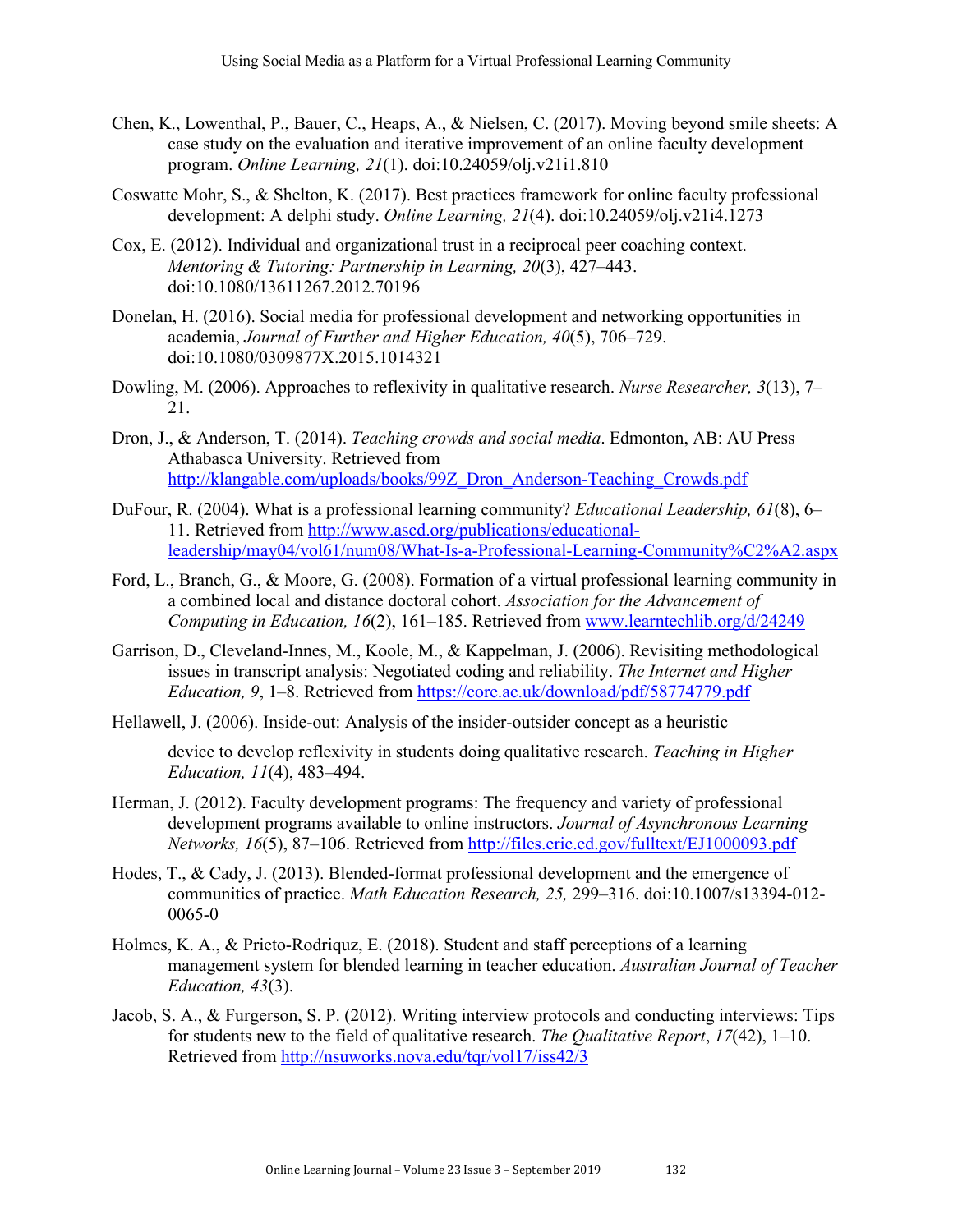Chen, K., Lowenthal, P., Bauer, C., Heaps, A., & Nielsen, C. (2017). Moving beyond smile sheets: A case study on the evaluation and iterative improvement of an online faculty development program. *Online Learning, 21*(1). doi:10.24059/olj.v21i1.810

Coswatte Mohr, S., & Shelton, K. (2017). Best practices framework for online faculty professional development: A delphi study. *Online Learning, 21*(4). doi:10.24059/olj.v21i4.1273

Cox, E. (2012). Individual and organizational trust in a reciprocal peer coaching context. *Mentoring & Tutoring: Partnership in Learning, 20*(3), 427–443. doi:10.1080/13611267.2012.70196

Donelan, H. (2016). Social media for professional development and networking opportunities in academia, *Journal of Further and Higher Education, 40*(5), 706–729. doi:10.1080/0309877X.2015.1014321

Dowling, M. (2006). Approaches to reflexivity in qualitative research. *Nurse Researcher, 3*(13), 7–21.

Dron, J., & Anderson, T. (2014). *Teaching crowds and social media*. Edmonton, AB: AU Press Athabasca University. Retrieved from http://klangable.com/uploads/books/99Z_Dron_Anderson-Teaching_Crowds.pdf

DuFour, R. (2004). What is a professional learning community? *Educational Leadership, 61*(8), 6–11. Retrieved from http://www.ascd.org/publications/educational-leadership/may04/vol61/num08/What-Is-a-Professional-Learning-Community%C2%A2.aspx

Ford, L., Branch, G., & Moore, G. (2008). Formation of a virtual professional learning community in a combined local and distance doctoral cohort. *Association for the Advancement of Computing in Education, 16*(2), 161–185. Retrieved from www.learntechlib.org/d/24249

Garrison, D., Cleveland-Innes, M., Koole, M., & Kappelman, J. (2006). Revisiting methodological issues in transcript analysis: Negotiated coding and reliability. *The Internet and Higher Education, 9*, 1–8. Retrieved from https://core.ac.uk/download/pdf/58774779.pdf

Hellawell, J. (2006). Inside-out: Analysis of the insider-outsider concept as a heuristic device to develop reflexivity in students doing qualitative research. *Teaching in Higher Education, 11*(4), 483–494.

Herman, J. (2012). Faculty development programs: The frequency and variety of professional development programs available to online instructors. *Journal of Asynchronous Learning Networks, 16*(5), 87–106. Retrieved from http://files.eric.ed.gov/fulltext/EJ1000093.pdf

Hodes, T., & Cady, J. (2013). Blended-format professional development and the emergence of communities of practice. *Math Education Research, 25,* 299–316. doi:10.1007/s13394-012-0065-0

Holmes, K. A., & Prieto-Rodriquz, E. (2018). Student and staff perceptions of a learning management system for blended learning in teacher education. *Australian Journal of Teacher Education, 43*(3).

Jacob, S. A., & Furgerson, S. P. (2012). Writing interview protocols and conducting interviews: Tips for students new to the field of qualitative research. *The Qualitative Report*, *17*(42), 1–10. Retrieved from http://nsuworks.nova.edu/tqr/vol17/iss42/3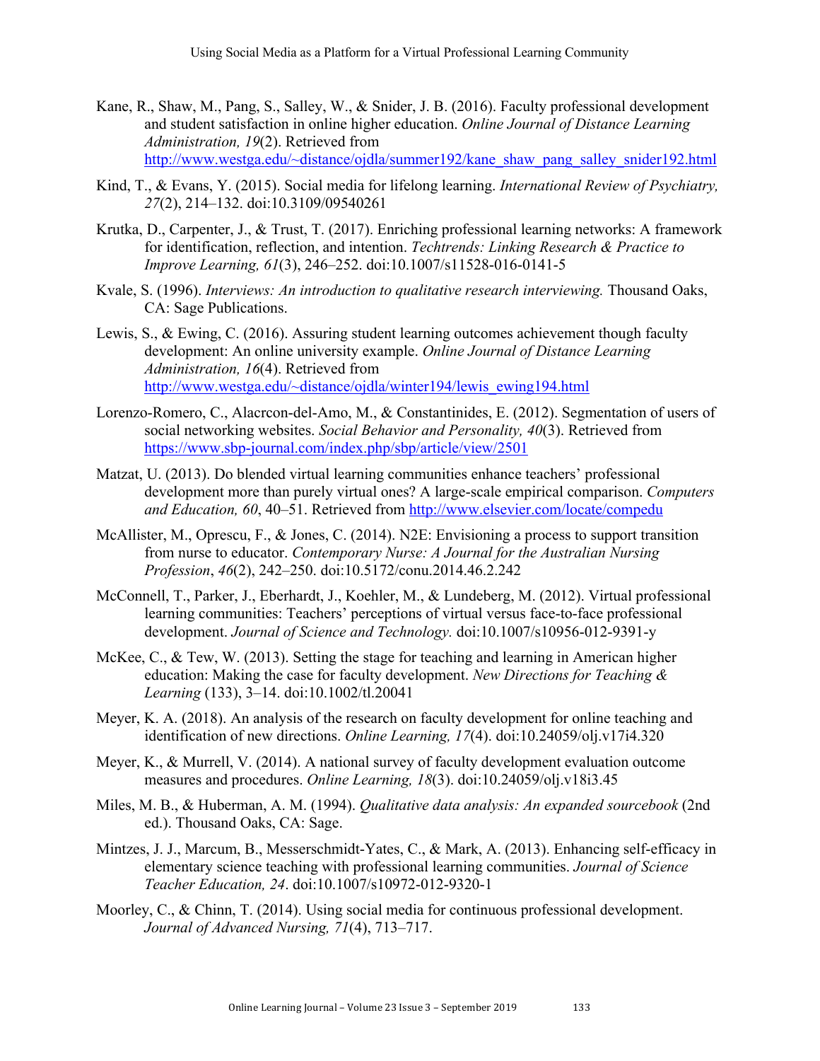Kane, R., Shaw, M., Pang, S., Salley, W., & Snider, J. B. (2016). Faculty professional development and student satisfaction in online higher education. *Online Journal of Distance Learning Administration, 19*(2). Retrieved from http://www.westga.edu/~distance/ojdla/summer192/kane_shaw_pang_salley_snider192.html

Kind, T., & Evans, Y. (2015). Social media for lifelong learning. *International Review of Psychiatry, 27*(2), 214–132. doi:10.3109/09540261

Krutka, D., Carpenter, J., & Trust, T. (2017). Enriching professional learning networks: A framework for identification, reflection, and intention. *Techtrends: Linking Research & Practice to Improve Learning, 61*(3), 246–252. doi:10.1007/s11528-016-0141-5

Kvale, S. (1996). *Interviews: An introduction to qualitative research interviewing.* Thousand Oaks, CA: Sage Publications.

Lewis, S., & Ewing, C. (2016). Assuring student learning outcomes achievement though faculty development: An online university example. *Online Journal of Distance Learning Administration, 16*(4). Retrieved from http://www.westga.edu/~distance/ojdla/winter194/lewis_ewing194.html

Lorenzo-Romero, C., Alacrcon-del-Amo, M., & Constantinides, E. (2012). Segmentation of users of social networking websites. *Social Behavior and Personality, 40*(3). Retrieved from https://www.sbp-journal.com/index.php/sbp/article/view/2501

Matzat, U. (2013). Do blended virtual learning communities enhance teachers' professional development more than purely virtual ones? A large-scale empirical comparison. *Computers and Education, 60*, 40–51. Retrieved from http://www.elsevier.com/locate/compedu

McAllister, M., Oprescu, F., & Jones, C. (2014). N2E: Envisioning a process to support transition from nurse to educator. *Contemporary Nurse: A Journal for the Australian Nursing Profession*, *46*(2), 242–250. doi:10.5172/conu.2014.46.2.242

McConnell, T., Parker, J., Eberhardt, J., Koehler, M., & Lundeberg, M. (2012). Virtual professional learning communities: Teachers' perceptions of virtual versus face-to-face professional development. *Journal of Science and Technology.* doi:10.1007/s10956-012-9391-y

McKee, C., & Tew, W. (2013). Setting the stage for teaching and learning in American higher education: Making the case for faculty development. *New Directions for Teaching & Learning* (133), 3–14. doi:10.1002/tl.20041

Meyer, K. A. (2018). An analysis of the research on faculty development for online teaching and identification of new directions. *Online Learning, 17*(4). doi:10.24059/olj.v17i4.320

Meyer, K., & Murrell, V. (2014). A national survey of faculty development evaluation outcome measures and procedures. *Online Learning, 18*(3). doi:10.24059/olj.v18i3.45

Miles, M. B., & Huberman, A. M. (1994). *Qualitative data analysis: An expanded sourcebook* (2nd ed.). Thousand Oaks, CA: Sage.

Mintzes, J. J., Marcum, B., Messerschmidt-Yates, C., & Mark, A. (2013). Enhancing self-efficacy in elementary science teaching with professional learning communities. *Journal of Science Teacher Education, 24*. doi:10.1007/s10972-012-9320-1

Moorley, C., & Chinn, T. (2014). Using social media for continuous professional development. *Journal of Advanced Nursing, 71*(4), 713–717.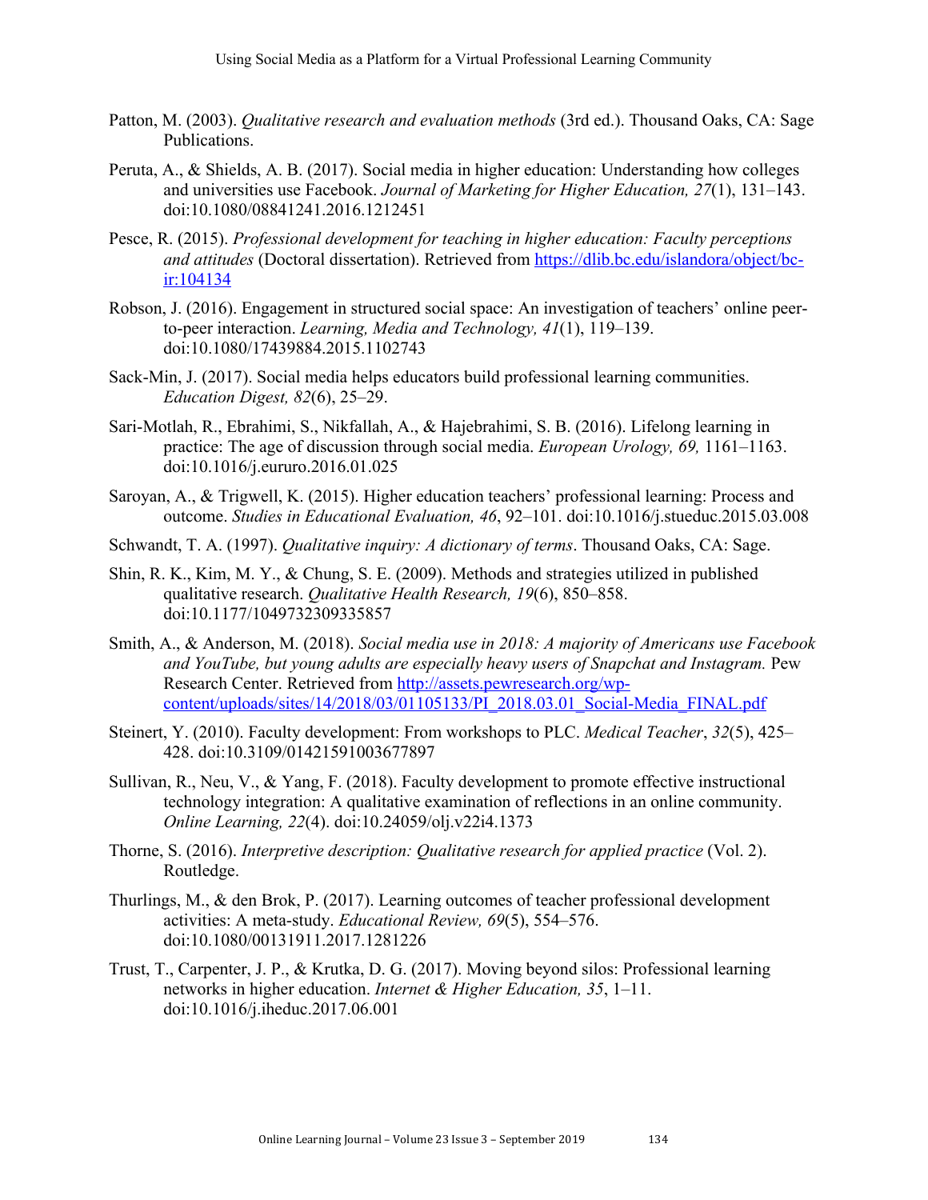Patton, M. (2003). *Qualitative research and evaluation methods* (3rd ed.). Thousand Oaks, CA: Sage Publications.

Peruta, A., & Shields, A. B. (2017). Social media in higher education: Understanding how colleges and universities use Facebook. *Journal of Marketing for Higher Education, 27*(1), 131–143. doi:10.1080/08841241.2016.1212451

Pesce, R. (2015). *Professional development for teaching in higher education: Faculty perceptions and attitudes* (Doctoral dissertation). Retrieved from [https://dlib.bc.edu/islandora/object/bc-ir:104134](https://dlib.bc.edu/islandora/object/bc-ir:104134)

Robson, J. (2016). Engagement in structured social space: An investigation of teachers' online peer-to-peer interaction. *Learning, Media and Technology, 41*(1), 119–139. doi:10.1080/17439884.2015.1102743

Sack-Min, J. (2017). Social media helps educators build professional learning communities. *Education Digest, 82*(6), 25–29.

Sari-Motlah, R., Ebrahimi, S., Nikfallah, A., & Hajebrahimi, S. B. (2016). Lifelong learning in practice: The age of discussion through social media. *European Urology, 69,* 1161–1163. doi:10.1016/j.eururo.2016.01.025

Saroyan, A., & Trigwell, K. (2015). Higher education teachers' professional learning: Process and outcome. *Studies in Educational Evaluation, 46*, 92–101. doi:10.1016/j.stueduc.2015.03.008

Schwandt, T. A. (1997). *Qualitative inquiry: A dictionary of terms*. Thousand Oaks, CA: Sage.

Shin, R. K., Kim, M. Y., & Chung, S. E. (2009). Methods and strategies utilized in published qualitative research. *Qualitative Health Research, 19*(6), 850–858. doi:10.1177/1049732309335857

Smith, A., & Anderson, M. (2018). *Social media use in 2018: A majority of Americans use Facebook and YouTube, but young adults are especially heavy users of Snapchat and Instagram.* Pew Research Center. Retrieved from [http://assets.pewresearch.org/wp-content/uploads/sites/14/2018/03/01105133/PI_2018.03.01_Social-Media_FINAL.pdf](http://assets.pewresearch.org/wp-content/uploads/sites/14/2018/03/01105133/PI_2018.03.01_Social-Media_FINAL.pdf)

Steinert, Y. (2010). Faculty development: From workshops to PLC. *Medical Teacher*, *32*(5), 425–428. doi:10.3109/01421591003677897

Sullivan, R., Neu, V., & Yang, F. (2018). Faculty development to promote effective instructional technology integration: A qualitative examination of reflections in an online community. *Online Learning, 22*(4). doi:10.24059/olj.v22i4.1373

Thorne, S. (2016). *Interpretive description: Qualitative research for applied practice* (Vol. 2). Routledge.

Thurlings, M., & den Brok, P. (2017). Learning outcomes of teacher professional development activities: A meta-study. *Educational Review, 69*(5), 554–576. doi:10.1080/00131911.2017.1281226

Trust, T., Carpenter, J. P., & Krutka, D. G. (2017). Moving beyond silos: Professional learning networks in higher education. *Internet & Higher Education, 35*, 1–11. doi:10.1016/j.iheduc.2017.06.001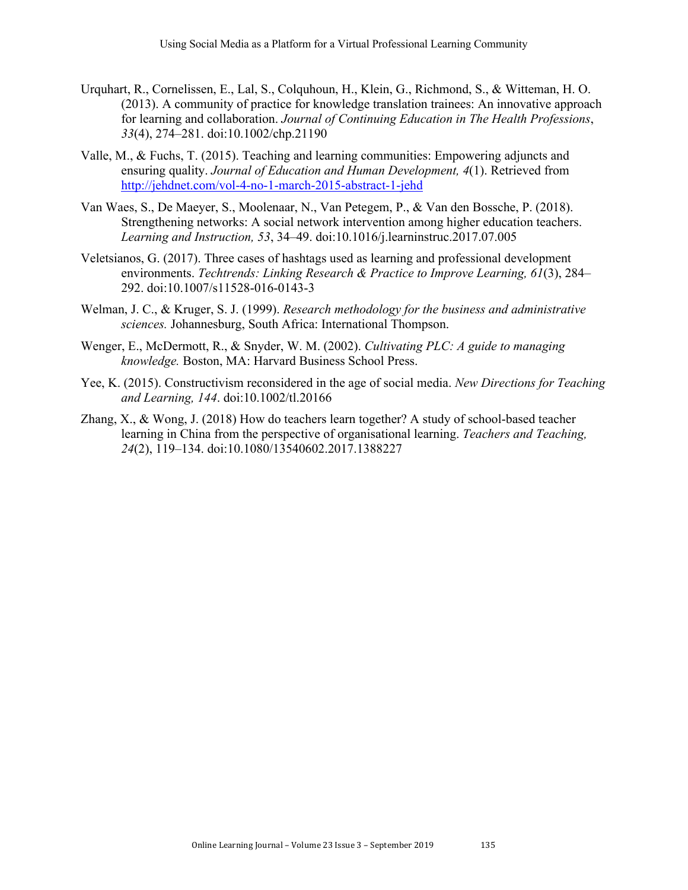Urquhart, R., Cornelissen, E., Lal, S., Colquhoun, H., Klein, G., Richmond, S., & Witteman, H. O. (2013). A community of practice for knowledge translation trainees: An innovative approach for learning and collaboration. *Journal of Continuing Education in The Health Professions*, *33*(4), 274–281. doi:10.1002/chp.21190

Valle, M., & Fuchs, T. (2015). Teaching and learning communities: Empowering adjuncts and ensuring quality. *Journal of Education and Human Development, 4*(1). Retrieved from http://jehdnet.com/vol-4-no-1-march-2015-abstract-1-jehd

Van Waes, S., De Maeyer, S., Moolenaar, N., Van Petegem, P., & Van den Bossche, P. (2018). Strengthening networks: A social network intervention among higher education teachers. *Learning and Instruction, 53*, 34–49. doi:10.1016/j.learninstruc.2017.07.005

Veletsianos, G. (2017). Three cases of hashtags used as learning and professional development environments. *Techtrends: Linking Research & Practice to Improve Learning, 61*(3), 284–292. doi:10.1007/s11528-016-0143-3

Welman, J. C., & Kruger, S. J. (1999). *Research methodology for the business and administrative sciences.* Johannesburg, South Africa: International Thompson.

Wenger, E., McDermott, R., & Snyder, W. M. (2002). *Cultivating PLC: A guide to managing knowledge.* Boston, MA: Harvard Business School Press.

Yee, K. (2015). Constructivism reconsidered in the age of social media. *New Directions for Teaching and Learning, 144*. doi:10.1002/tl.20166

Zhang, X., & Wong, J. (2018) How do teachers learn together? A study of school-based teacher learning in China from the perspective of organisational learning. *Teachers and Teaching, 24*(2), 119–134. doi:10.1080/13540602.2017.1388227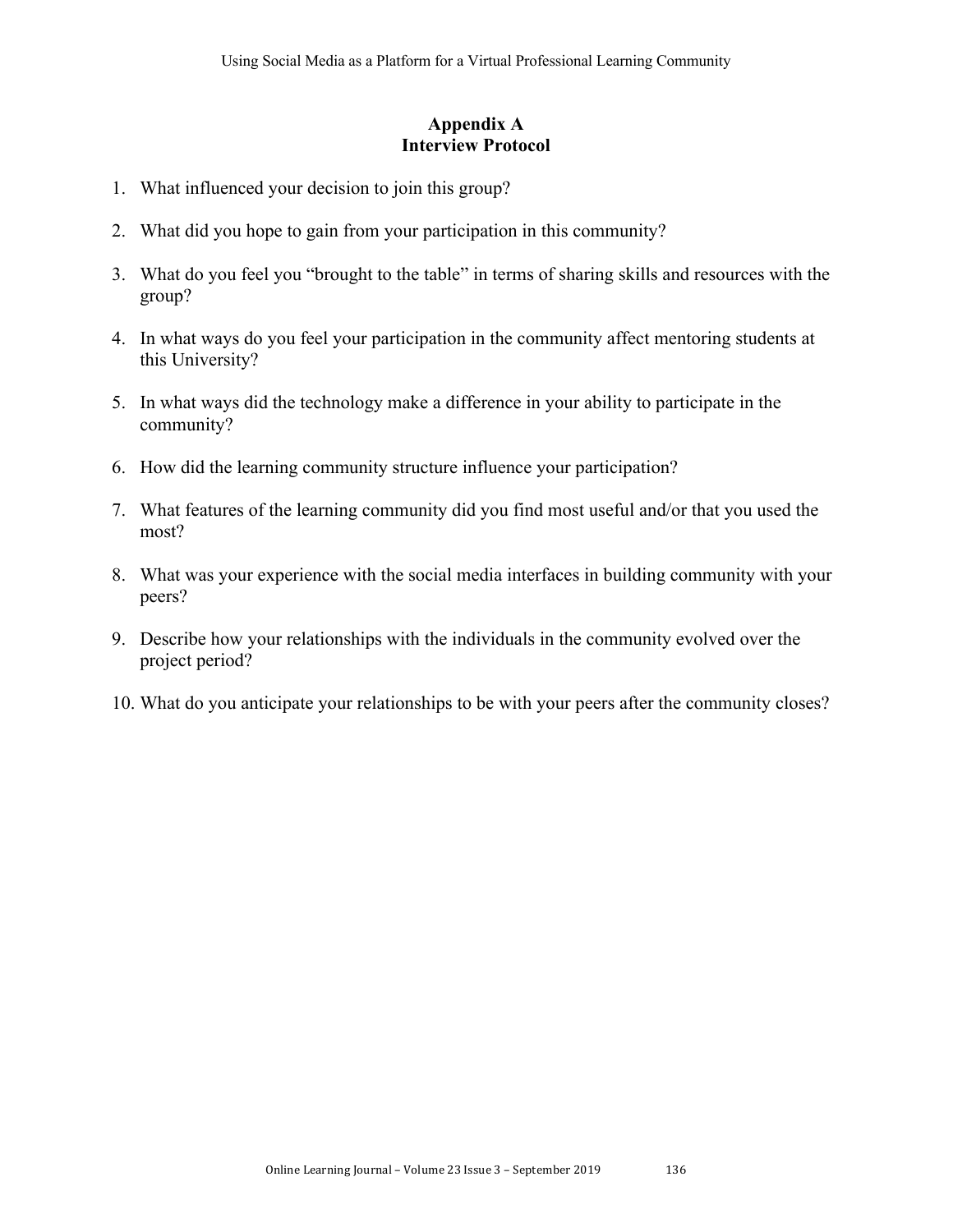## Appendix A
## Interview Protocol

1. What influenced your decision to join this group?
2. What did you hope to gain from your participation in this community?
3. What do you feel you "brought to the table" in terms of sharing skills and resources with the group?
4. In what ways do you feel your participation in the community affect mentoring students at this University?
5. In what ways did the technology make a difference in your ability to participate in the community?
6. How did the learning community structure influence your participation?
7. What features of the learning community did you find most useful and/or that you used the most?
8. What was your experience with the social media interfaces in building community with your peers?
9. Describe how your relationships with the individuals in the community evolved over the project period?
10. What do you anticipate your relationships to be with your peers after the community closes?